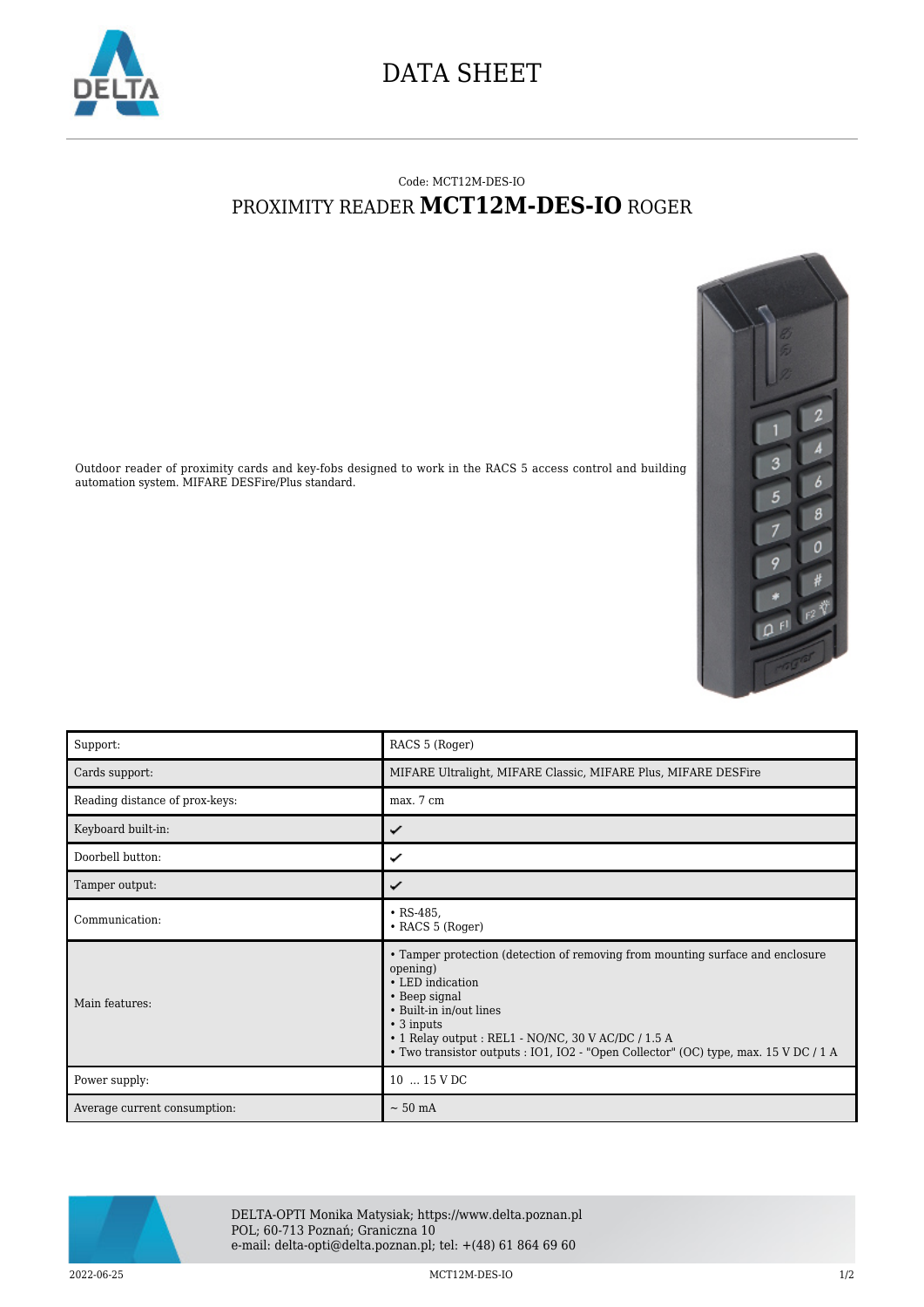# DATA SHEET

Code: MCT12M-DES-IO

## PROXIMITY READER **MCT12M-DES-IO** ROGER

Outdoor reader of proximity cards and key-fobs designed to work in the RACS 5 access control and building automation system. MIFARE DESFire/Plus standard.

| | |
|---|---|
| Support: | RACS 5 (Roger) |
| Cards support: | MIFARE Ultralight, MIFARE Classic, MIFARE Plus, MIFARE DESFire |
| Reading distance of prox-keys: | max. 7 cm |
| Keyboard built-in: | ✓ |
| Doorbell button: | ✓ |
| Tamper output: | ✓ |
| Communication: | • RS-485,<br>• RACS 5 (Roger) |
| Main features: | • Tamper protection (detection of removing from mounting surface and enclosure opening)<br>• LED indication<br>• Beep signal<br>• Built-in in/out lines<br>• 3 inputs<br>• 1 Relay output : REL1 - NO/NC, 30 V AC/DC / 1.5 A<br>• Two transistor outputs : IO1, IO2 - "Open Collector" (OC) type, max. 15 V DC / 1 A |
| Power supply: | 10 ... 15 V DC |
| Average current consumption: | ~ 50 mA |

DELTA-OPTI Monika Matysiak; https://www.delta.poznan.pl
POL; 60-713 Poznań; Graniczna 10
e-mail: delta-opti@delta.poznan.pl; tel: +(48) 61 864 69 60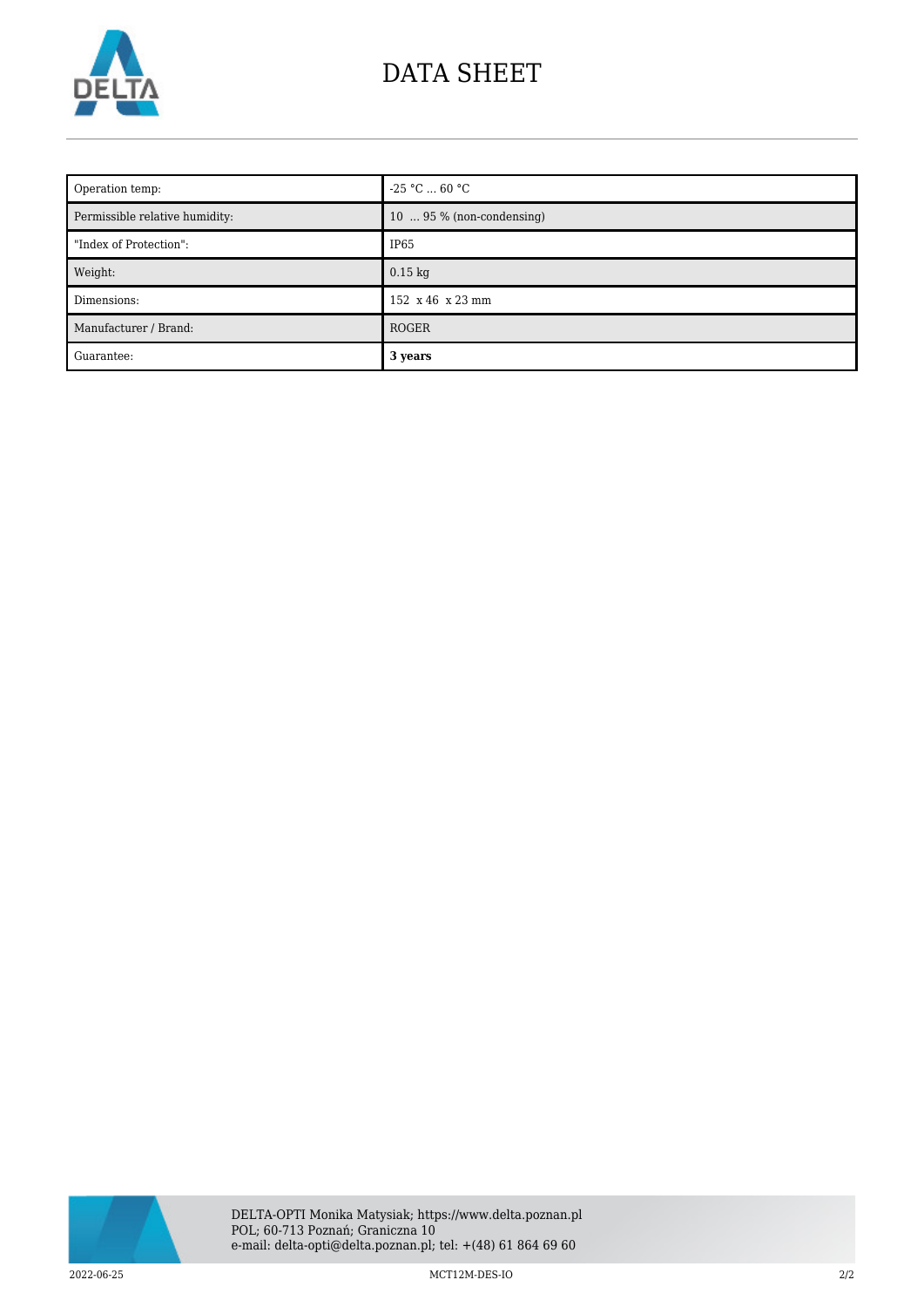# DATA SHEET

| | |
|---|---|
| Operation temp: | -25 °C ... 60 °C |
| Permissible relative humidity: | 10 ... 95 % (non-condensing) |
| "Index of Protection": | IP65 |
| Weight: | 0.15 kg |
| Dimensions: | 152 x 46 x 23 mm |
| Manufacturer / Brand: | ROGER |
| Guarantee: | **3 years** |

DELTA-OPTI Monika Matysiak; https://www.delta.poznan.pl
POL; 60-713 Poznań; Graniczna 10
e-mail: delta-opti@delta.poznan.pl; tel: +(48) 61 864 69 60

2022-06-25 MCT12M-DES-IO